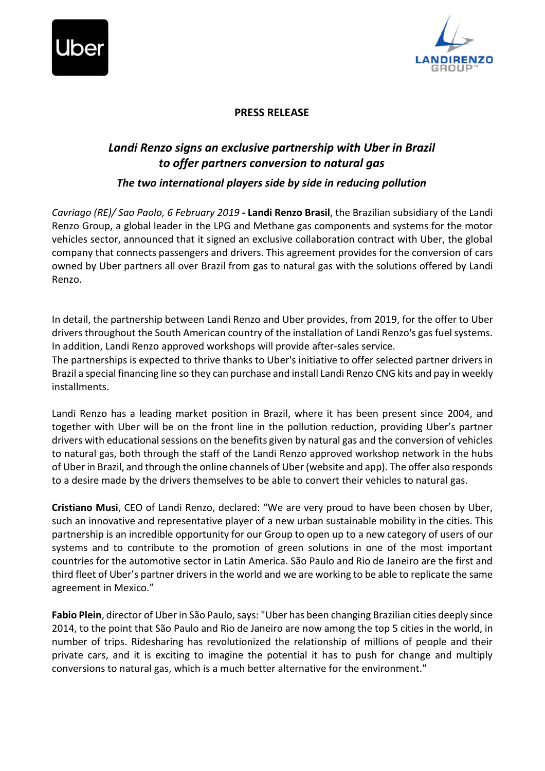**PRESS RELEASE**

## *Landi Renzo signs an exclusive partnership with Uber in Brazil to offer partners conversion to natural gas*

### *The two international players side by side in reducing pollution*

*Cavriago (RE)/ Sao Paolo, 6 February 2019* **- Landi Renzo Brasil**, the Brazilian subsidiary of the Landi Renzo Group, a global leader in the LPG and Methane gas components and systems for the motor vehicles sector, announced that it signed an exclusive collaboration contract with Uber, the global company that connects passengers and drivers. This agreement provides for the conversion of cars owned by Uber partners all over Brazil from gas to natural gas with the solutions offered by Landi Renzo.

In detail, the partnership between Landi Renzo and Uber provides, from 2019, for the offer to Uber drivers throughout the South American country of the installation of Landi Renzo's gas fuel systems. In addition, Landi Renzo approved workshops will provide after-sales service.
The partnerships is expected to thrive thanks to Uber's initiative to offer selected partner drivers in Brazil a special financing line so they can purchase and install Landi Renzo CNG kits and pay in weekly installments.

Landi Renzo has a leading market position in Brazil, where it has been present since 2004, and together with Uber will be on the front line in the pollution reduction, providing Uber's partner drivers with educational sessions on the benefits given by natural gas and the conversion of vehicles to natural gas, both through the staff of the Landi Renzo approved workshop network in the hubs of Uber in Brazil, and through the online channels of Uber (website and app). The offer also responds to a desire made by the drivers themselves to be able to convert their vehicles to natural gas.

**Cristiano Musi**, CEO of Landi Renzo, declared: "We are very proud to have been chosen by Uber, such an innovative and representative player of a new urban sustainable mobility in the cities. This partnership is an incredible opportunity for our Group to open up to a new category of users of our systems and to contribute to the promotion of green solutions in one of the most important countries for the automotive sector in Latin America. São Paulo and Rio de Janeiro are the first and third fleet of Uber's partner drivers in the world and we are working to be able to replicate the same agreement in Mexico."

**Fabio Plein**, director of Uber in São Paulo, says: "Uber has been changing Brazilian cities deeply since 2014, to the point that São Paulo and Rio de Janeiro are now among the top 5 cities in the world, in number of trips. Ridesharing has revolutionized the relationship of millions of people and their private cars, and it is exciting to imagine the potential it has to push for change and multiply conversions to natural gas, which is a much better alternative for the environment."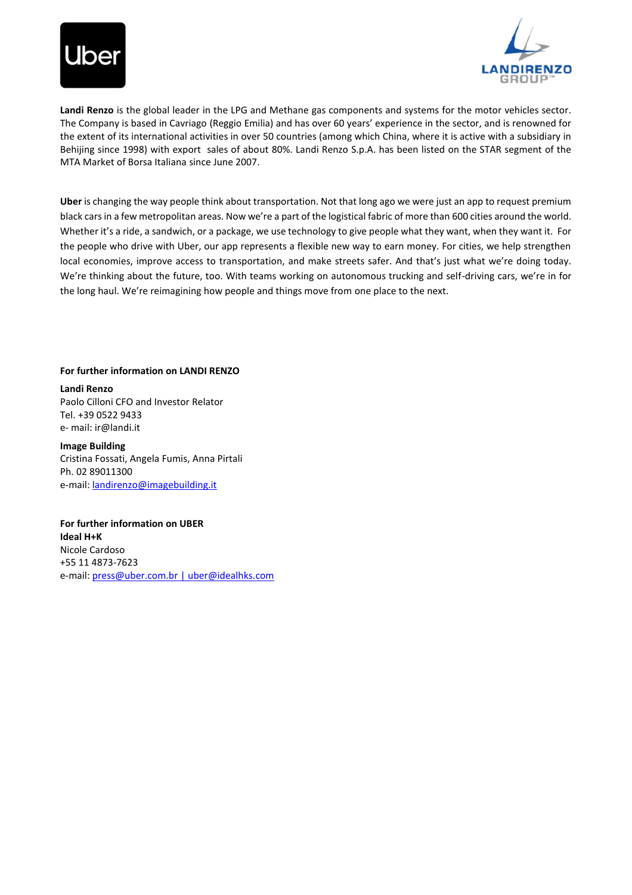**Landi Renzo** is the global leader in the LPG and Methane gas components and systems for the motor vehicles sector. The Company is based in Cavriago (Reggio Emilia) and has over 60 years' experience in the sector, and is renowned for the extent of its international activities in over 50 countries (among which China, where it is active with a subsidiary in Behijing since 1998) with export sales of about 80%. Landi Renzo S.p.A. has been listed on the STAR segment of the MTA Market of Borsa Italiana since June 2007.

**Uber** is changing the way people think about transportation. Not that long ago we were just an app to request premium black cars in a few metropolitan areas. Now we're a part of the logistical fabric of more than 600 cities around the world. Whether it's a ride, a sandwich, or a package, we use technology to give people what they want, when they want it. For the people who drive with Uber, our app represents a flexible new way to earn money. For cities, we help strengthen local economies, improve access to transportation, and make streets safer. And that's just what we're doing today. We're thinking about the future, too. With teams working on autonomous trucking and self-driving cars, we're in for the long haul. We're reimagining how people and things move from one place to the next.

**For further information on LANDI RENZO**

**Landi Renzo**
Paolo Cilloni CFO and Investor Relator
Tel. +39 0522 9433
e- mail: ir@landi.it

**Image Building**
Cristina Fossati, Angela Fumis, Anna Pirtali
Ph. 02 89011300
e-mail: landirenzo@imagebuilding.it

**For further information on UBER**
**Ideal H+K**
Nicole Cardoso
+55 11 4873-7623
e-mail: press@uber.com.br | uber@idealhks.com